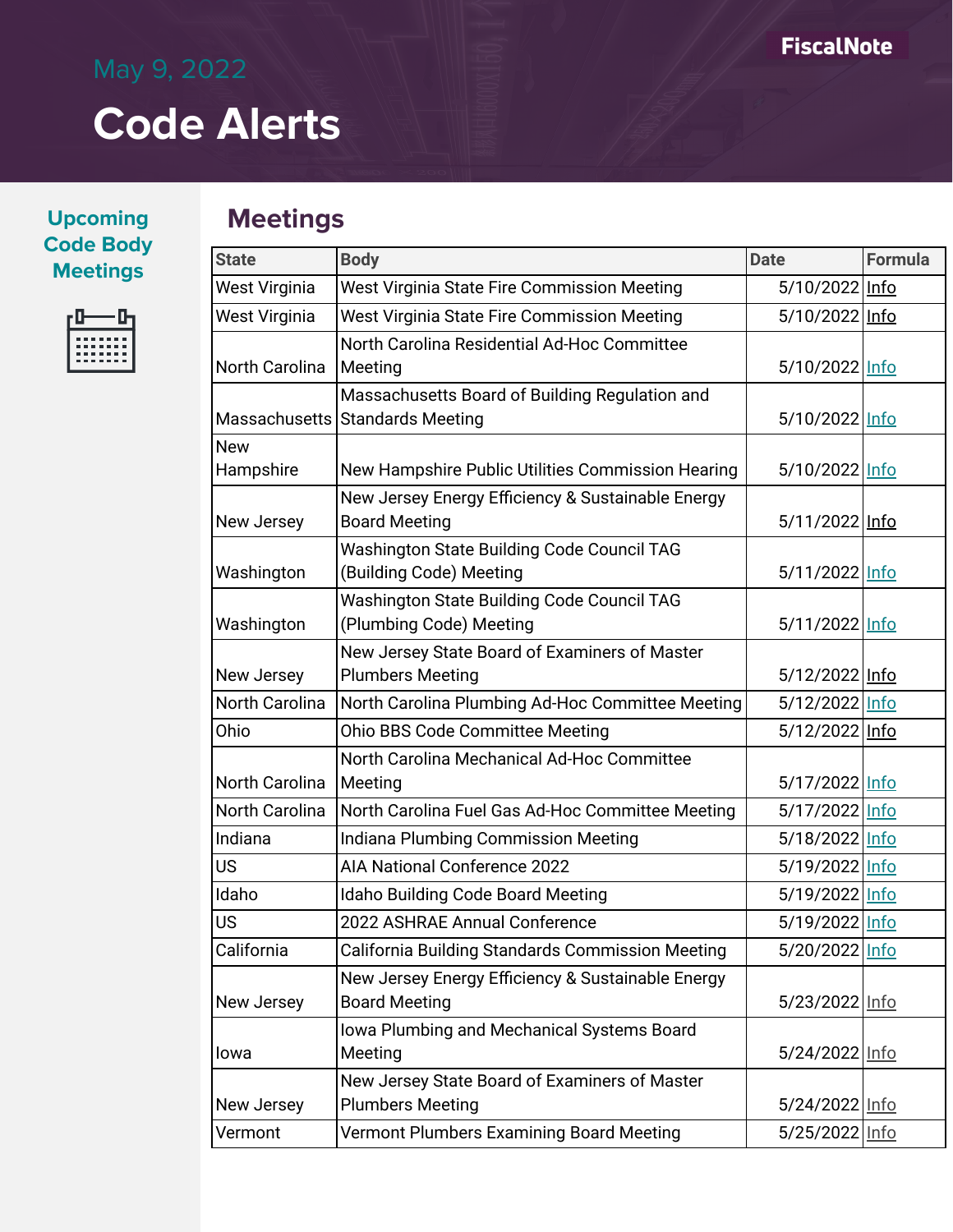May 9, 2022

# Code Alerts

FiscalNote

## Upcoming Code Body Meetings

## Meetings

| State | Body | Date | Formula |
| --- | --- | --- | --- |
| West Virginia | West Virginia State Fire Commission Meeting | 5/10/2022 | Info |
| West Virginia | West Virginia State Fire Commission Meeting | 5/10/2022 | Info |
| North Carolina | North Carolina Residential Ad-Hoc Committee Meeting | 5/10/2022 | Info |
| Massachusetts | Massachusetts Board of Building Regulation and Standards Meeting | 5/10/2022 | Info |
| New Hampshire | New Hampshire Public Utilities Commission Hearing | 5/10/2022 | Info |
| New Jersey | New Jersey Energy Efficiency & Sustainable Energy Board Meeting | 5/11/2022 | Info |
| Washington | Washington State Building Code Council TAG (Building Code) Meeting | 5/11/2022 | Info |
| Washington | Washington State Building Code Council TAG (Plumbing Code) Meeting | 5/11/2022 | Info |
| New Jersey | New Jersey State Board of Examiners of Master Plumbers Meeting | 5/12/2022 | Info |
| North Carolina | North Carolina Plumbing Ad-Hoc Committee Meeting | 5/12/2022 | Info |
| Ohio | Ohio BBS Code Committee Meeting | 5/12/2022 | Info |
| North Carolina | North Carolina Mechanical Ad-Hoc Committee Meeting | 5/17/2022 | Info |
| North Carolina | North Carolina Fuel Gas Ad-Hoc Committee Meeting | 5/17/2022 | Info |
| Indiana | Indiana Plumbing Commission Meeting | 5/18/2022 | Info |
| US | AIA National Conference 2022 | 5/19/2022 | Info |
| Idaho | Idaho Building Code Board Meeting | 5/19/2022 | Info |
| US | 2022 ASHRAE Annual Conference | 5/19/2022 | Info |
| California | California Building Standards Commission Meeting | 5/20/2022 | Info |
| New Jersey | New Jersey Energy Efficiency & Sustainable Energy Board Meeting | 5/23/2022 | Info |
| Iowa | Iowa Plumbing and Mechanical Systems Board Meeting | 5/24/2022 | Info |
| New Jersey | New Jersey State Board of Examiners of Master Plumbers Meeting | 5/24/2022 | Info |
| Vermont | Vermont Plumbers Examining Board Meeting | 5/25/2022 | Info |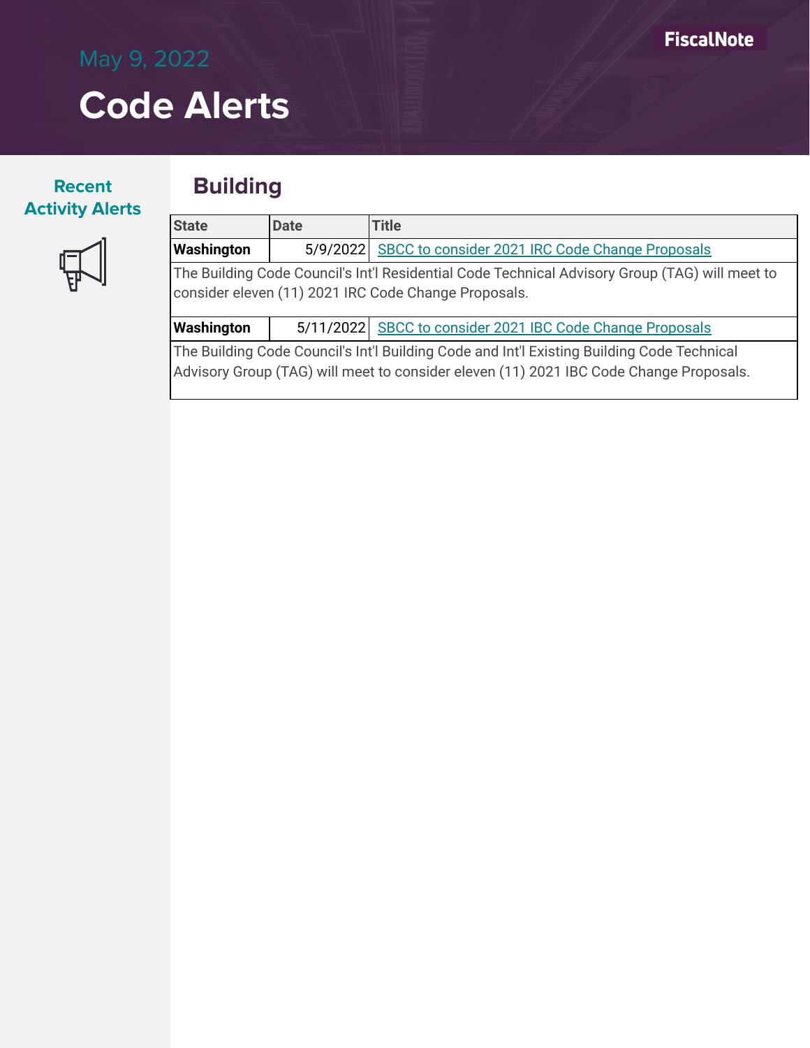May 9, 2022

# Code Alerts

FiscalNote

**Recent Activity Alerts**

## Building

| State | Date | Title |
|---|---|---|
| **Washington** | 5/9/2022 | SBCC to consider 2021 IRC Code Change Proposals |
| The Building Code Council's Int'l Residential Code Technical Advisory Group (TAG) will meet to consider eleven (11) 2021 IRC Code Change Proposals. | | |
| **Washington** | 5/11/2022 | SBCC to consider 2021 IBC Code Change Proposals |
| The Building Code Council's Int'l Building Code and Int'l Existing Building Code Technical Advisory Group (TAG) will meet to consider eleven (11) 2021 IBC Code Change Proposals. | | |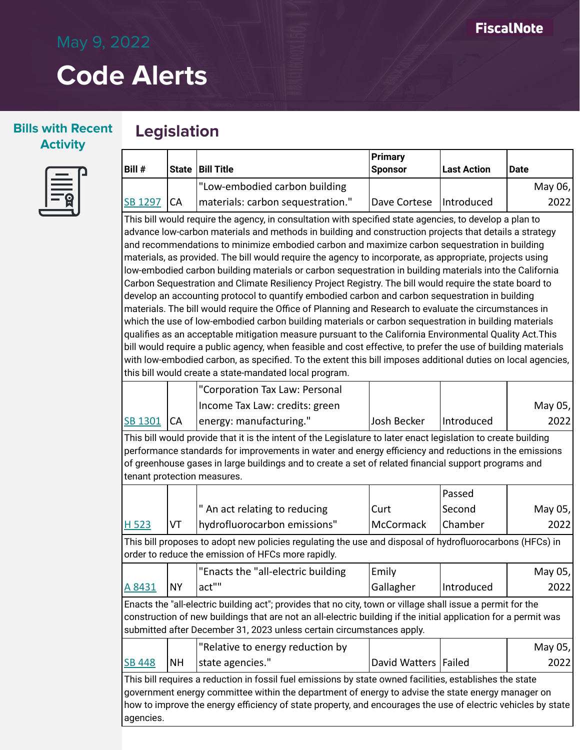# May 9, 2022

# Code Alerts

**Bills with Recent Activity**

## Legislation

| Bill # | State | Bill Title | Primary Sponsor | Last Action | Date |
|---|---|---|---|---|---|
| SB 1297 | CA | "Low-embodied carbon building materials: carbon sequestration." | Dave Cortese | Introduced | May 06, 2022 |
| This bill would require the agency, in consultation with specified state agencies, to develop a plan to advance low-carbon materials and methods in building and construction projects that details a strategy and recommendations to minimize embodied carbon and maximize carbon sequestration in building materials, as provided. The bill would require the agency to incorporate, as appropriate, projects using low-embodied carbon building materials or carbon sequestration in building materials into the California Carbon Sequestration and Climate Resiliency Project Registry. The bill would require the state board to develop an accounting protocol to quantify embodied carbon and carbon sequestration in building materials. The bill would require the Office of Planning and Research to evaluate the circumstances in which the use of low-embodied carbon building materials or carbon sequestration in building materials qualifies as an acceptable mitigation measure pursuant to the California Environmental Quality Act.This bill would require a public agency, when feasible and cost effective, to prefer the use of building materials with low-embodied carbon, as specified. To the extent this bill imposes additional duties on local agencies, this bill would create a state-mandated local program. | | | | | |
| SB 1301 | CA | "Corporation Tax Law: Personal Income Tax Law: credits: green energy: manufacturing." | Josh Becker | Introduced | May 05, 2022 |
| This bill would provide that it is the intent of the Legislature to later enact legislation to create building performance standards for improvements in water and energy efficiency and reductions in the emissions of greenhouse gases in large buildings and to create a set of related financial support programs and tenant protection measures. | | | | | |
| H 523 | VT | " An act relating to reducing hydrofluorocarbon emissions" | Curt McCormack | Passed Second Chamber | May 05, 2022 |
| This bill proposes to adopt new policies regulating the use and disposal of hydrofluorocarbons (HFCs) in order to reduce the emission of HFCs more rapidly. | | | | | |
| A 8431 | NY | "Enacts the "all-electric building act"" | Emily Gallagher | Introduced | May 05, 2022 |
| Enacts the "all-electric building act"; provides that no city, town or village shall issue a permit for the construction of new buildings that are not an all-electric building if the initial application for a permit was submitted after December 31, 2023 unless certain circumstances apply. | | | | | |
| SB 448 | NH | "Relative to energy reduction by state agencies." | David Watters | Failed | May 05, 2022 |
| This bill requires a reduction in fossil fuel emissions by state owned facilities, establishes the state government energy committee within the department of energy to advise the state energy manager on how to improve the energy efficiency of state property, and encourages the use of electric vehicles by state agencies. | | | | | |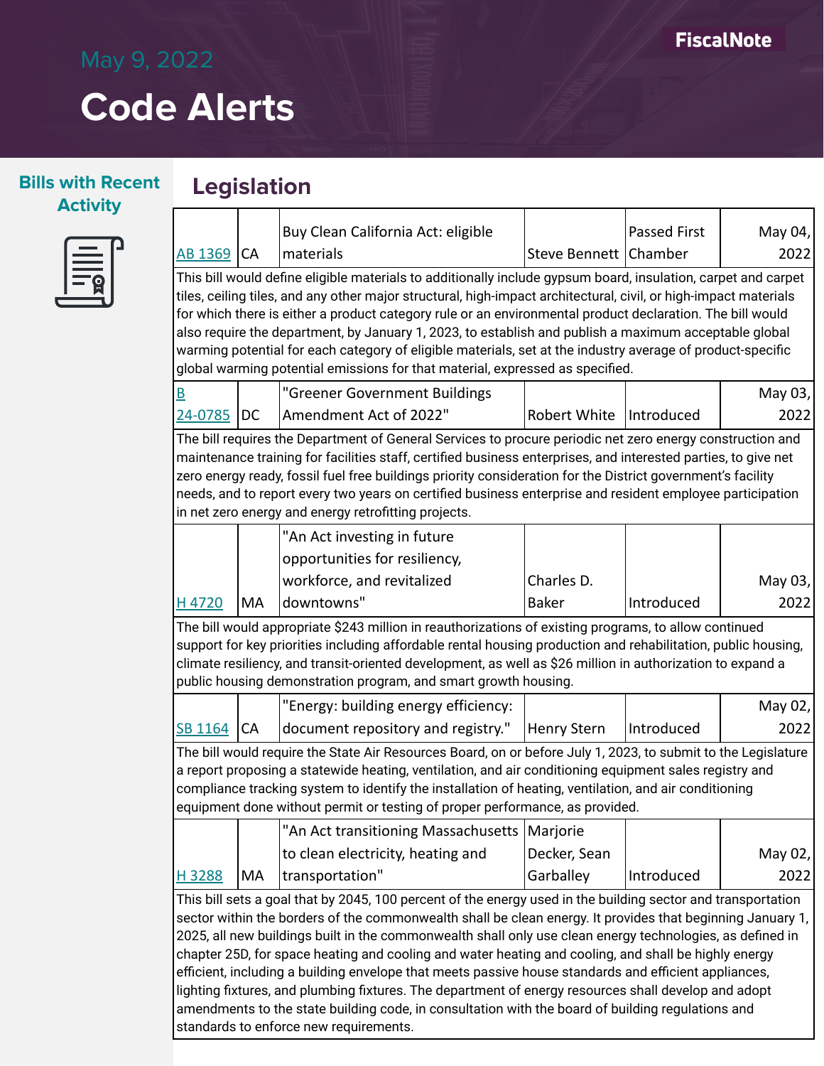May 9, 2022

# Code Alerts

FiscalNote

**Bills with Recent Activity**

## Legislation

| Bill | State | Title | Sponsor | Status | Date |
|---|---|---|---|---|---|
| AB 1369 | CA | Buy Clean California Act: eligible materials | Steve Bennett | Passed First Chamber | May 04, 2022 |

This bill would define eligible materials to additionally include gypsum board, insulation, carpet and carpet tiles, ceiling tiles, and any other major structural, high-impact architectural, civil, or high-impact materials for which there is either a product category rule or an environmental product declaration. The bill would also require the department, by January 1, 2023, to establish and publish a maximum acceptable global warming potential for each category of eligible materials, set at the industry average of product-specific global warming potential emissions for that material, expressed as specified.

| Bill | State | Title | Sponsor | Status | Date |
|---|---|---|---|---|---|
| B 24-0785 | DC | "Greener Government Buildings Amendment Act of 2022" | Robert White | Introduced | May 03, 2022 |

The bill requires the Department of General Services to procure periodic net zero energy construction and maintenance training for facilities staff, certified business enterprises, and interested parties, to give net zero energy ready, fossil fuel free buildings priority consideration for the District government's facility needs, and to report every two years on certified business enterprise and resident employee participation in net zero energy and energy retrofitting projects.

| Bill | State | Title | Sponsor | Status | Date |
|---|---|---|---|---|---|
| H 4720 | MA | "An Act investing in future opportunities for resiliency, workforce, and revitalized downtowns" | Charles D. Baker | Introduced | May 03, 2022 |

The bill would appropriate $243 million in reauthorizations of existing programs, to allow continued support for key priorities including affordable rental housing production and rehabilitation, public housing, climate resiliency, and transit-oriented development, as well as $26 million in authorization to expand a public housing demonstration program, and smart growth housing.

| Bill | State | Title | Sponsor | Status | Date |
|---|---|---|---|---|---|
| SB 1164 | CA | "Energy: building energy efficiency: document repository and registry." | Henry Stern | Introduced | May 02, 2022 |

The bill would require the State Air Resources Board, on or before July 1, 2023, to submit to the Legislature a report proposing a statewide heating, ventilation, and air conditioning equipment sales registry and compliance tracking system to identify the installation of heating, ventilation, and air conditioning equipment done without permit or testing of proper performance, as provided.

| Bill | State | Title | Sponsor | Status | Date |
|---|---|---|---|---|---|
| H 3288 | MA | "An Act transitioning Massachusetts to clean electricity, heating and transportation" | Marjorie Decker, Sean Garballey | Introduced | May 02, 2022 |

This bill sets a goal that by 2045, 100 percent of the energy used in the building sector and transportation sector within the borders of the commonwealth shall be clean energy. It provides that beginning January 1, 2025, all new buildings built in the commonwealth shall only use clean energy technologies, as defined in chapter 25D, for space heating and cooling and water heating and cooling, and shall be highly energy efficient, including a building envelope that meets passive house standards and efficient appliances, lighting fixtures, and plumbing fixtures. The department of energy resources shall develop and adopt amendments to the state building code, in consultation with the board of building regulations and standards to enforce new requirements.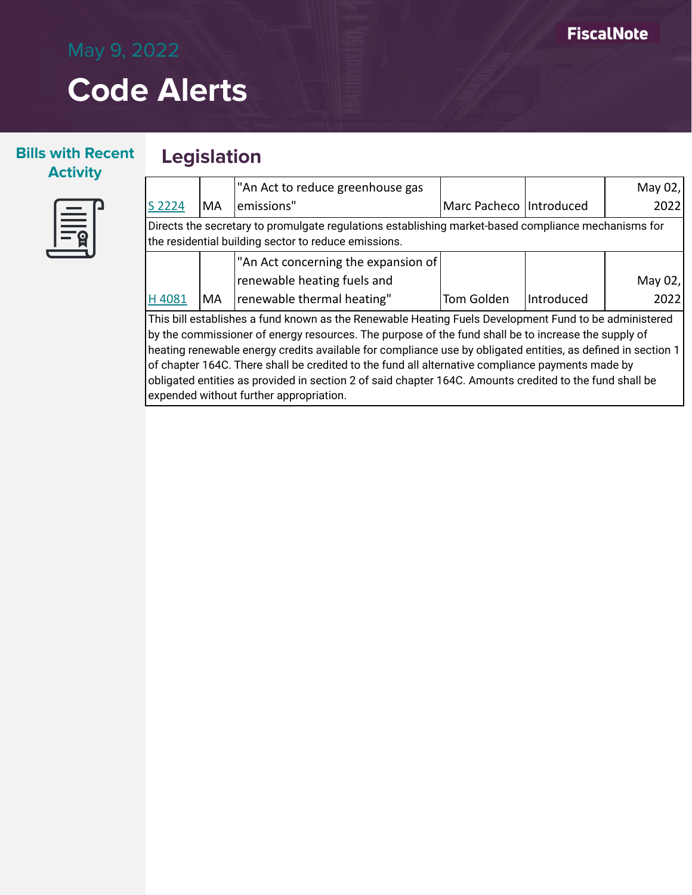May 9, 2022

# Code Alerts

## Bills with Recent Activity

## Legislation

| | | | | | |
|---|---|---|---|---|---|
| S 2224 | MA | "An Act to reduce greenhouse gas emissions" | Marc Pacheco | Introduced | May 02, 2022 |
| Directs the secretary to promulgate regulations establishing market-based compliance mechanisms for the residential building sector to reduce emissions. | | | | | |
| H 4081 | MA | "An Act concerning the expansion of renewable heating fuels and renewable thermal heating" | Tom Golden | Introduced | May 02, 2022 |
| This bill establishes a fund known as the Renewable Heating Fuels Development Fund to be administered by the commissioner of energy resources. The purpose of the fund shall be to increase the supply of heating renewable energy credits available for compliance use by obligated entities, as defined in section 1 of chapter 164C. There shall be credited to the fund all alternative compliance payments made by obligated entities as provided in section 2 of said chapter 164C. Amounts credited to the fund shall be expended without further appropriation. | | | | | |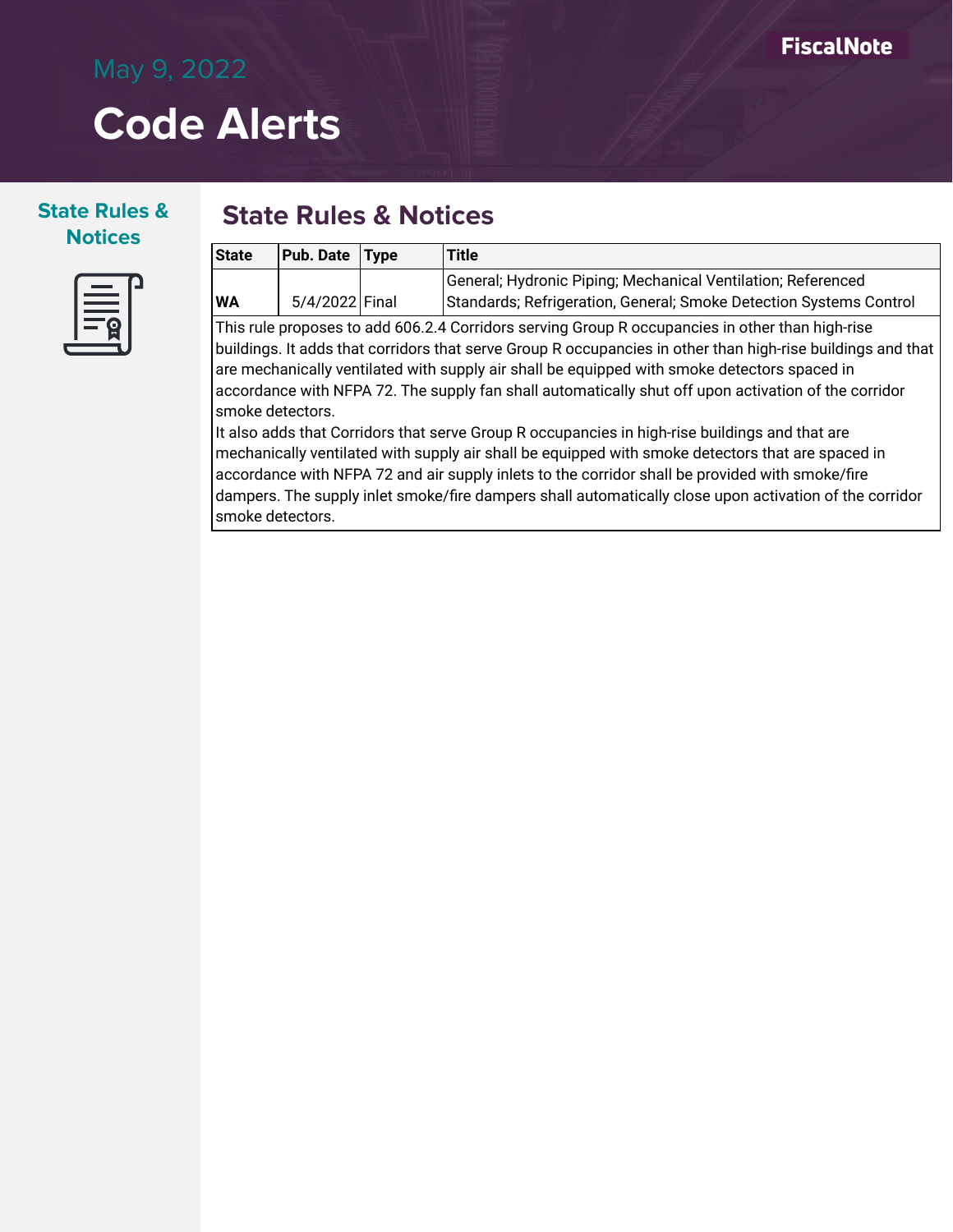# Code Alerts

May 9, 2022

## State Rules & Notices

| State | Pub. Date | Type | Title |
|---|---|---|---|
| WA | 5/4/2022 | Final | General; Hydronic Piping; Mechanical Ventilation; Referenced Standards; Refrigeration, General; Smoke Detection Systems Control |

This rule proposes to add 606.2.4 Corridors serving Group R occupancies in other than high-rise buildings. It adds that corridors that serve Group R occupancies in other than high-rise buildings and that are mechanically ventilated with supply air shall be equipped with smoke detectors spaced in accordance with NFPA 72. The supply fan shall automatically shut off upon activation of the corridor smoke detectors.

It also adds that Corridors that serve Group R occupancies in high-rise buildings and that are mechanically ventilated with supply air shall be equipped with smoke detectors that are spaced in accordance with NFPA 72 and air supply inlets to the corridor shall be provided with smoke/fire dampers. The supply inlet smoke/fire dampers shall automatically close upon activation of the corridor smoke detectors.